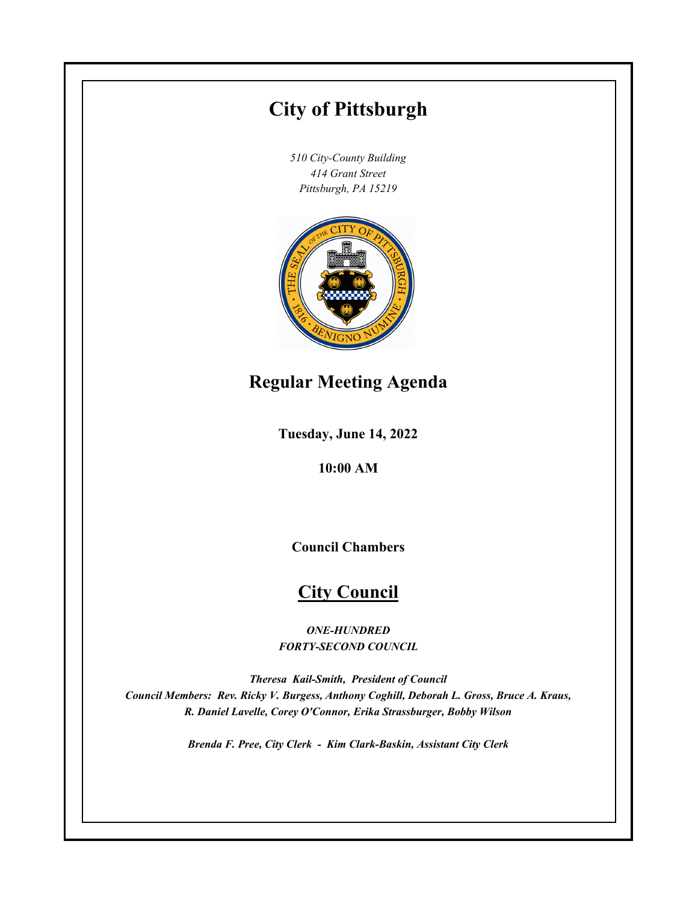# City of Pittsburgh

*510 City-County Building*
*414 Grant Street*
*Pittsburgh, PA 15219*

## Regular Meeting Agenda

**Tuesday, June 14, 2022**

**10:00 AM**

**Council Chambers**

## City Council

***ONE-HUNDRED FORTY-SECOND COUNCIL***

***Theresa Kail-Smith, President of Council***
***Council Members: Rev. Ricky V. Burgess, Anthony Coghill, Deborah L. Gross, Bruce A. Kraus, R. Daniel Lavelle, Corey O'Connor, Erika Strassburger, Bobby Wilson***

***Brenda F. Pree, City Clerk - Kim Clark-Baskin, Assistant City Clerk***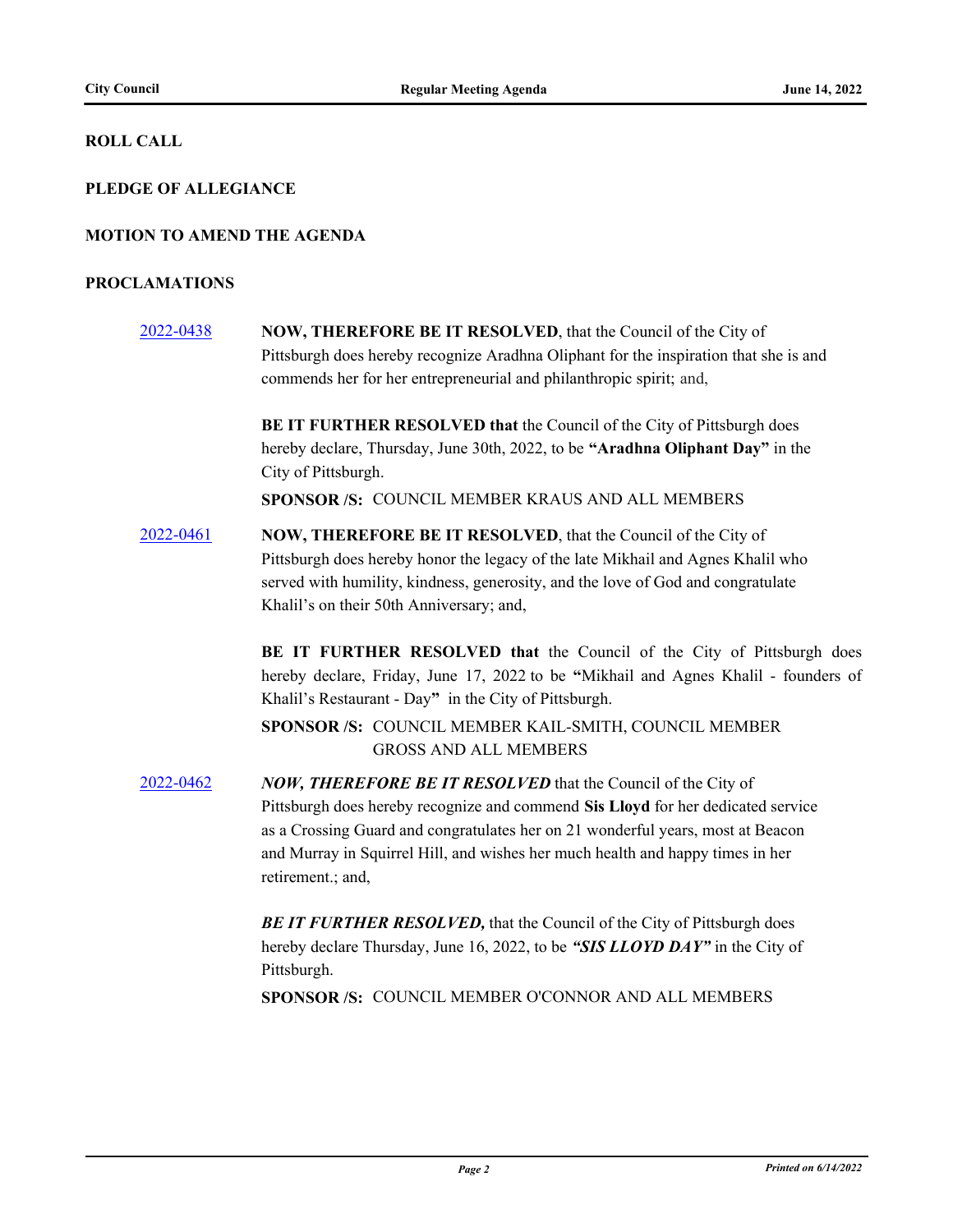## ROLL CALL

## PLEDGE OF ALLEGIANCE

## MOTION TO AMEND THE AGENDA

## PROCLAMATIONS

[2022-0438](2022-0438)

**NOW, THEREFORE BE IT RESOLVED**, that the Council of the City of Pittsburgh does hereby recognize Aradhna Oliphant for the inspiration that she is and commends her for her entrepreneurial and philanthropic spirit; and,

**BE IT FURTHER RESOLVED that** the Council of the City of Pittsburgh does hereby declare, Thursday, June 30th, 2022, to be **"Aradhna Oliphant Day"** in the City of Pittsburgh.

**SPONSOR /S:** COUNCIL MEMBER KRAUS AND ALL MEMBERS

[2022-0461](2022-0461)

**NOW, THEREFORE BE IT RESOLVED**, that the Council of the City of Pittsburgh does hereby honor the legacy of the late Mikhail and Agnes Khalil who served with humility, kindness, generosity, and the love of God and congratulate Khalil's on their 50th Anniversary; and,

**BE IT FURTHER RESOLVED that** the Council of the City of Pittsburgh does hereby declare, Friday, June 17, 2022 to be **"**Mikhail and Agnes Khalil - founders of Khalil's Restaurant - Day**"** in the City of Pittsburgh.

**SPONSOR /S:** COUNCIL MEMBER KAIL-SMITH, COUNCIL MEMBER GROSS AND ALL MEMBERS

[2022-0462](2022-0462)

***NOW, THEREFORE BE IT RESOLVED*** that the Council of the City of Pittsburgh does hereby recognize and commend **Sis Lloyd** for her dedicated service as a Crossing Guard and congratulates her on 21 wonderful years, most at Beacon and Murray in Squirrel Hill, and wishes her much health and happy times in her retirement.; and,

***BE IT FURTHER RESOLVED,*** that the Council of the City of Pittsburgh does hereby declare Thursday, June 16, 2022, to be ***"SIS LLOYD DAY"*** in the City of Pittsburgh.

**SPONSOR /S:** COUNCIL MEMBER O'CONNOR AND ALL MEMBERS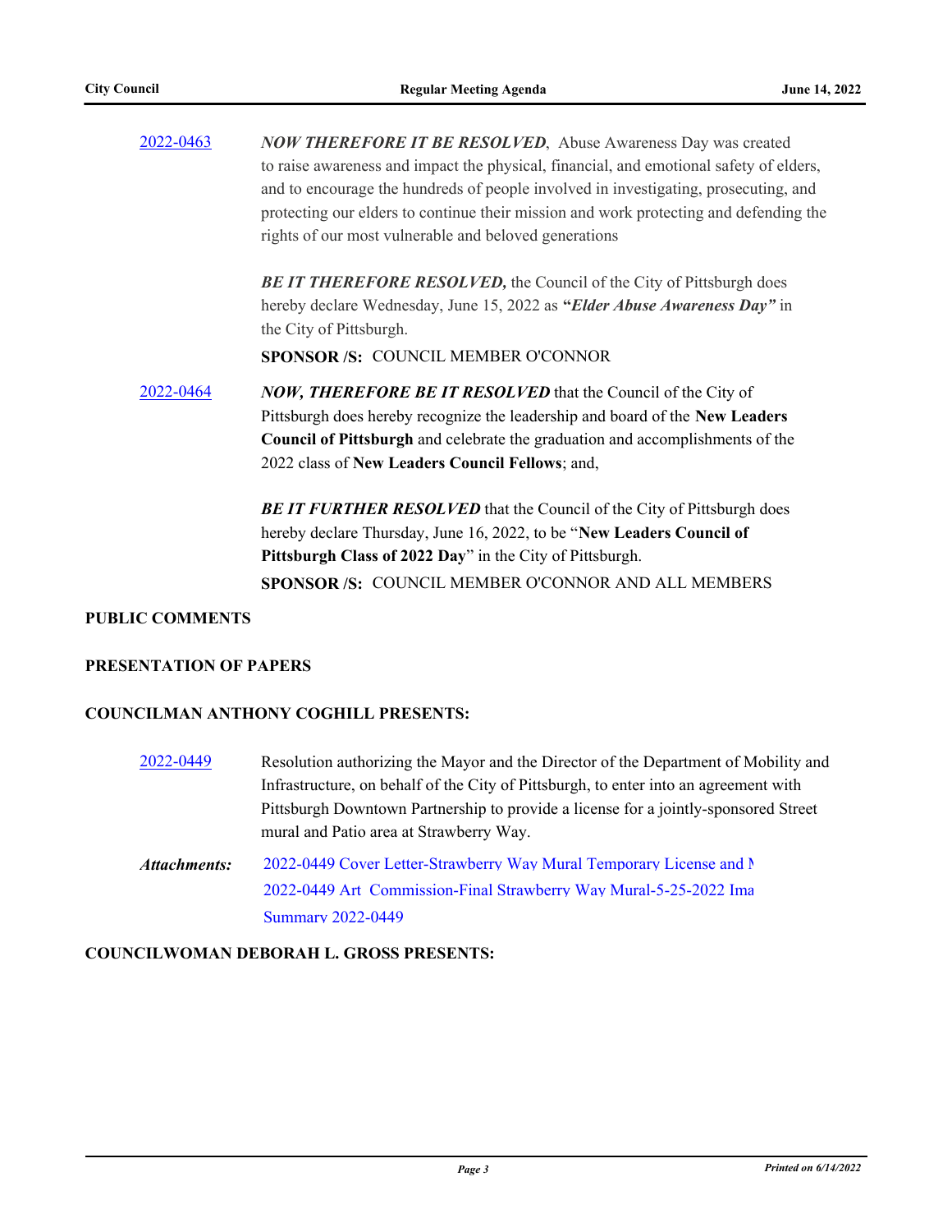[2022-0463](2022-0463) *NOW THEREFORE IT BE RESOLVED*, Abuse Awareness Day was created to raise awareness and impact the physical, financial, and emotional safety of elders, and to encourage the hundreds of people involved in investigating, prosecuting, and protecting our elders to continue their mission and work protecting and defending the rights of our most vulnerable and beloved generations

***BE IT THEREFORE RESOLVED,*** the Council of the City of Pittsburgh does hereby declare Wednesday, June 15, 2022 as ***"Elder Abuse Awareness Day"*** in the City of Pittsburgh.

**SPONSOR /S:** COUNCIL MEMBER O'CONNOR

[2022-0464](2022-0464) ***NOW, THEREFORE BE IT RESOLVED*** that the Council of the City of Pittsburgh does hereby recognize the leadership and board of the **New Leaders Council of Pittsburgh** and celebrate the graduation and accomplishments of the 2022 class of **New Leaders Council Fellows**; and,

***BE IT FURTHER RESOLVED*** that the Council of the City of Pittsburgh does hereby declare Thursday, June 16, 2022, to be "**New Leaders Council of Pittsburgh Class of 2022 Day**" in the City of Pittsburgh.

**SPONSOR /S:** COUNCIL MEMBER O'CONNOR AND ALL MEMBERS

**PUBLIC COMMENTS**

**PRESENTATION OF PAPERS**

**COUNCILMAN ANTHONY COGHILL PRESENTS:**

[2022-0449](2022-0449) Resolution authorizing the Mayor and the Director of the Department of Mobility and Infrastructure, on behalf of the City of Pittsburgh, to enter into an agreement with Pittsburgh Downtown Partnership to provide a license for a jointly-sponsored Street mural and Patio area at Strawberry Way.

***Attachments:*** 2022-0449 Cover Letter-Strawberry Way Mural Temporary License and M
2022-0449 Art Commission-Final Strawberry Way Mural-5-25-2022 Ima
Summary 2022-0449

**COUNCILWOMAN DEBORAH L. GROSS PRESENTS:**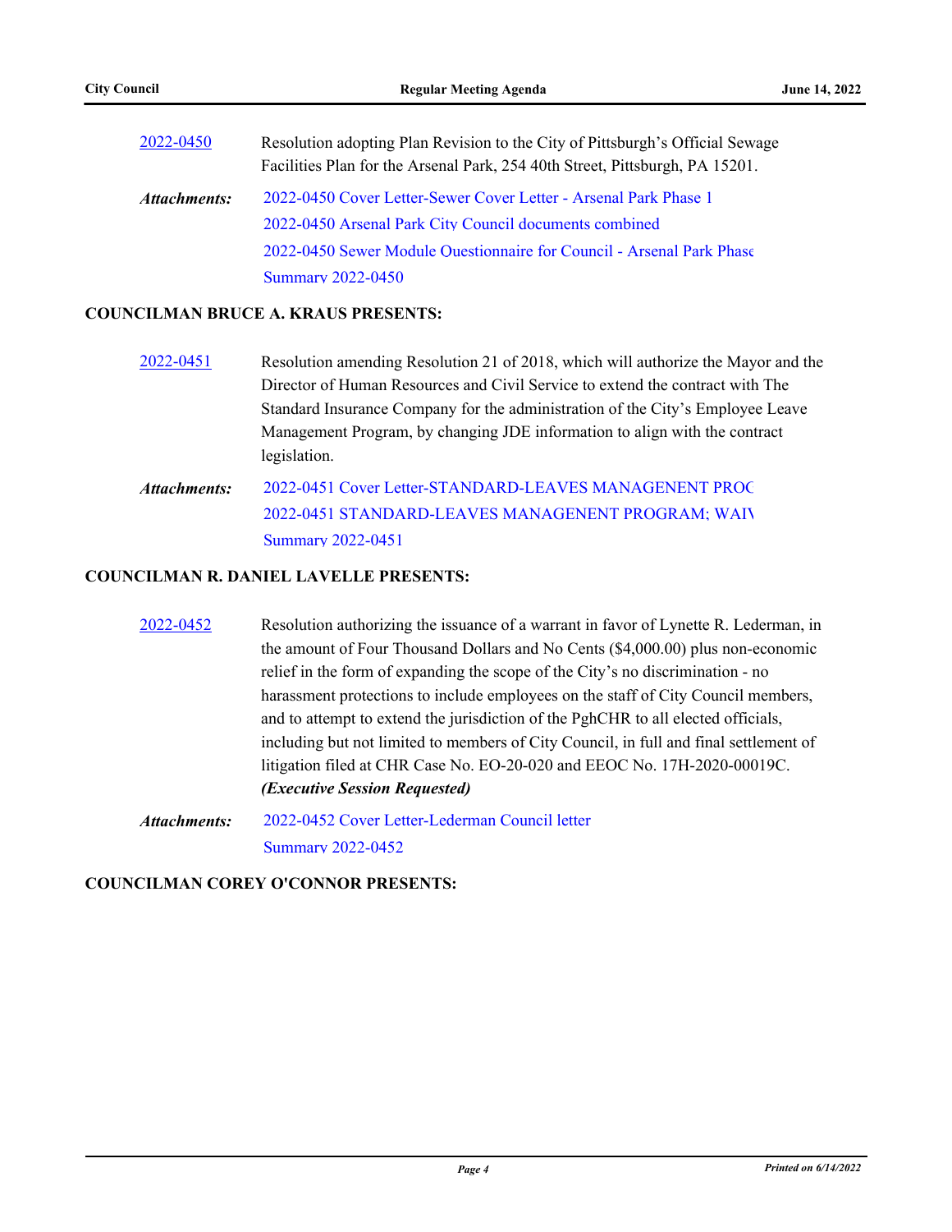2022-0450 Resolution adopting Plan Revision to the City of Pittsburgh's Official Sewage Facilities Plan for the Arsenal Park, 254 40th Street, Pittsburgh, PA 15201.

***Attachments:*** 2022-0450 Cover Letter-Sewer Cover Letter - Arsenal Park Phase 1
2022-0450 Arsenal Park City Council documents combined
2022-0450 Sewer Module Questionnaire for Council - Arsenal Park Phase
Summary 2022-0450

**COUNCILMAN BRUCE A. KRAUS PRESENTS:**

2022-0451 Resolution amending Resolution 21 of 2018, which will authorize the Mayor and the Director of Human Resources and Civil Service to extend the contract with The Standard Insurance Company for the administration of the City's Employee Leave Management Program, by changing JDE information to align with the contract legislation.

***Attachments:*** 2022-0451 Cover Letter-STANDARD-LEAVES MANAGENENT PROG
2022-0451 STANDARD-LEAVES MANAGENENT PROGRAM; WAIV
Summary 2022-0451

**COUNCILMAN R. DANIEL LAVELLE PRESENTS:**

2022-0452 Resolution authorizing the issuance of a warrant in favor of Lynette R. Lederman, in the amount of Four Thousand Dollars and No Cents ($4,000.00) plus non-economic relief in the form of expanding the scope of the City's no discrimination - no harassment protections to include employees on the staff of City Council members, and to attempt to extend the jurisdiction of the PghCHR to all elected officials, including but not limited to members of City Council, in full and final settlement of litigation filed at CHR Case No. EO-20-020 and EEOC No. 17H-2020-00019C. ***(Executive Session Requested)***

***Attachments:*** 2022-0452 Cover Letter-Lederman Council letter
Summary 2022-0452

**COUNCILMAN COREY O'CONNOR PRESENTS:**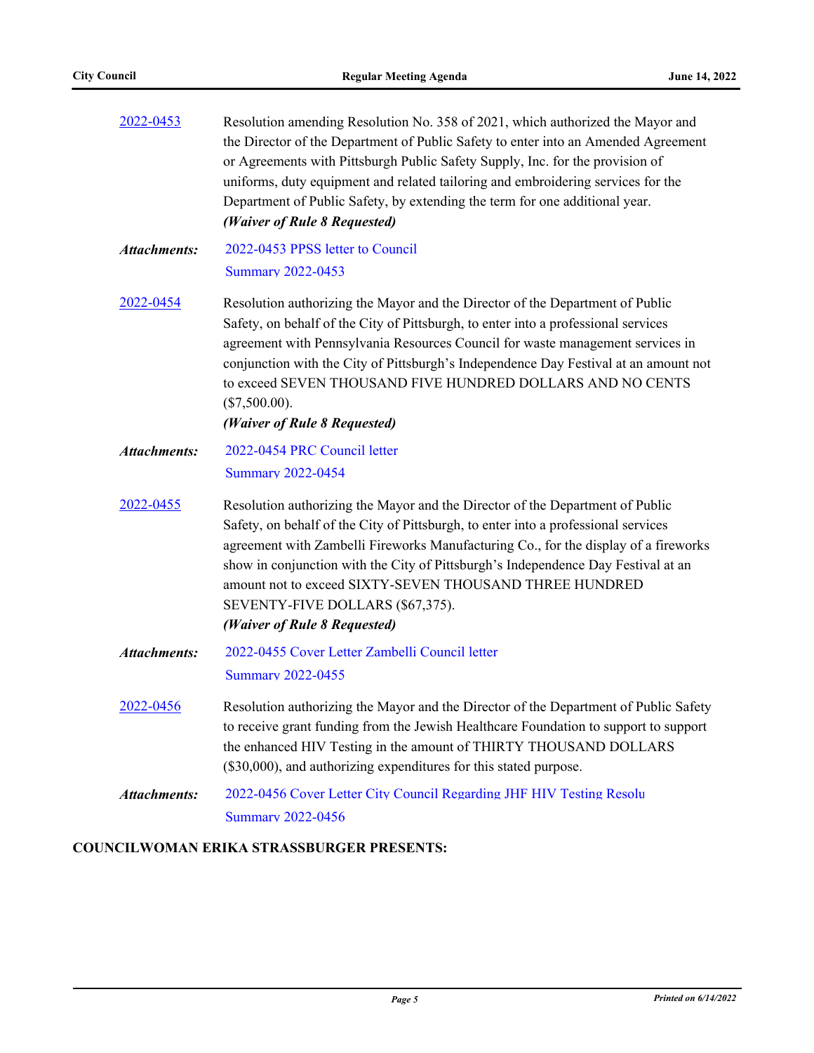2022-0453 Resolution amending Resolution No. 358 of 2021, which authorized the Mayor and the Director of the Department of Public Safety to enter into an Amended Agreement or Agreements with Pittsburgh Public Safety Supply, Inc. for the provision of uniforms, duty equipment and related tailoring and embroidering services for the Department of Public Safety, by extending the term for one additional year.
***(Waiver of Rule 8 Requested)***

***Attachments:*** 2022-0453 PPSS letter to Council
Summary 2022-0453

2022-0454 Resolution authorizing the Mayor and the Director of the Department of Public Safety, on behalf of the City of Pittsburgh, to enter into a professional services agreement with Pennsylvania Resources Council for waste management services in conjunction with the City of Pittsburgh's Independence Day Festival at an amount not to exceed SEVEN THOUSAND FIVE HUNDRED DOLLARS AND NO CENTS ($7,500.00).
***(Waiver of Rule 8 Requested)***

***Attachments:*** 2022-0454 PRC Council letter
Summary 2022-0454

2022-0455 Resolution authorizing the Mayor and the Director of the Department of Public Safety, on behalf of the City of Pittsburgh, to enter into a professional services agreement with Zambelli Fireworks Manufacturing Co., for the display of a fireworks show in conjunction with the City of Pittsburgh's Independence Day Festival at an amount not to exceed SIXTY-SEVEN THOUSAND THREE HUNDRED SEVENTY-FIVE DOLLARS ($67,375).
***(Waiver of Rule 8 Requested)***

***Attachments:*** 2022-0455 Cover Letter Zambelli Council letter
Summary 2022-0455

2022-0456 Resolution authorizing the Mayor and the Director of the Department of Public Safety to receive grant funding from the Jewish Healthcare Foundation to support to support the enhanced HIV Testing in the amount of THIRTY THOUSAND DOLLARS ($30,000), and authorizing expenditures for this stated purpose.

***Attachments:*** 2022-0456 Cover Letter City Council Regarding JHF HIV Testing Resolu
Summary 2022-0456

**COUNCILWOMAN ERIKA STRASSBURGER PRESENTS:**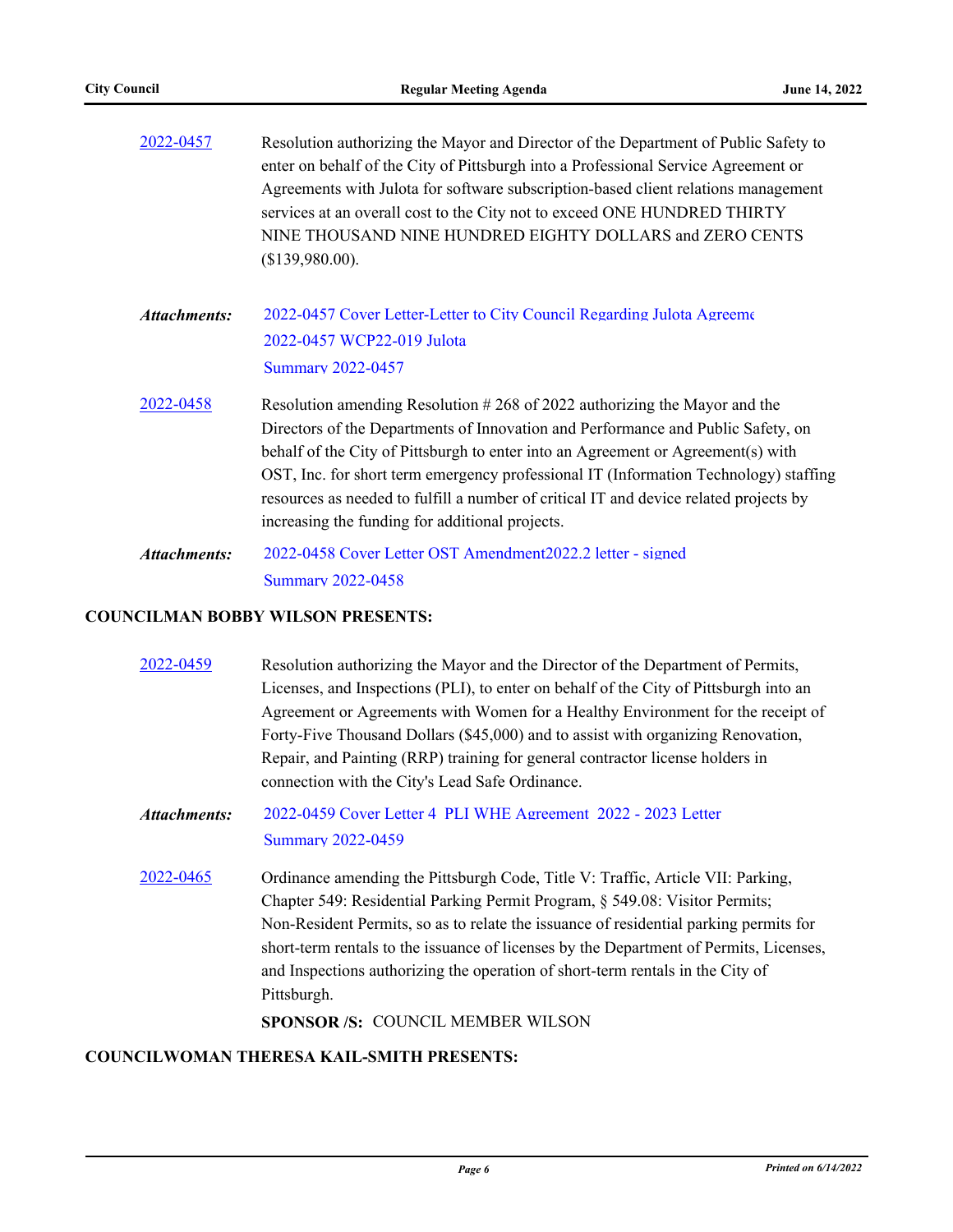2022-0457 Resolution authorizing the Mayor and Director of the Department of Public Safety to enter on behalf of the City of Pittsburgh into a Professional Service Agreement or Agreements with Julota for software subscription-based client relations management services at an overall cost to the City not to exceed ONE HUNDRED THIRTY NINE THOUSAND NINE HUNDRED EIGHTY DOLLARS and ZERO CENTS ($139,980.00).

***Attachments:*** 2022-0457 Cover Letter-Letter to City Council Regarding Julota Agreeme
2022-0457 WCP22-019 Julota
Summary 2022-0457

2022-0458 Resolution amending Resolution # 268 of 2022 authorizing the Mayor and the Directors of the Departments of Innovation and Performance and Public Safety, on behalf of the City of Pittsburgh to enter into an Agreement or Agreement(s) with OST, Inc. for short term emergency professional IT (Information Technology) staffing resources as needed to fulfill a number of critical IT and device related projects by increasing the funding for additional projects.

***Attachments:*** 2022-0458 Cover Letter OST Amendment2022.2 letter - signed
Summary 2022-0458

**COUNCILMAN BOBBY WILSON PRESENTS:**

2022-0459 Resolution authorizing the Mayor and the Director of the Department of Permits, Licenses, and Inspections (PLI), to enter on behalf of the City of Pittsburgh into an Agreement or Agreements with Women for a Healthy Environment for the receipt of Forty-Five Thousand Dollars ($45,000) and to assist with organizing Renovation, Repair, and Painting (RRP) training for general contractor license holders in connection with the City's Lead Safe Ordinance.

***Attachments:*** 2022-0459 Cover Letter 4 PLI WHE Agreement 2022 - 2023 Letter
Summary 2022-0459

2022-0465 Ordinance amending the Pittsburgh Code, Title V: Traffic, Article VII: Parking, Chapter 549: Residential Parking Permit Program, § 549.08: Visitor Permits; Non-Resident Permits, so as to relate the issuance of residential parking permits for short-term rentals to the issuance of licenses by the Department of Permits, Licenses, and Inspections authorizing the operation of short-term rentals in the City of Pittsburgh.

**SPONSOR /S:** COUNCIL MEMBER WILSON

**COUNCILWOMAN THERESA KAIL-SMITH PRESENTS:**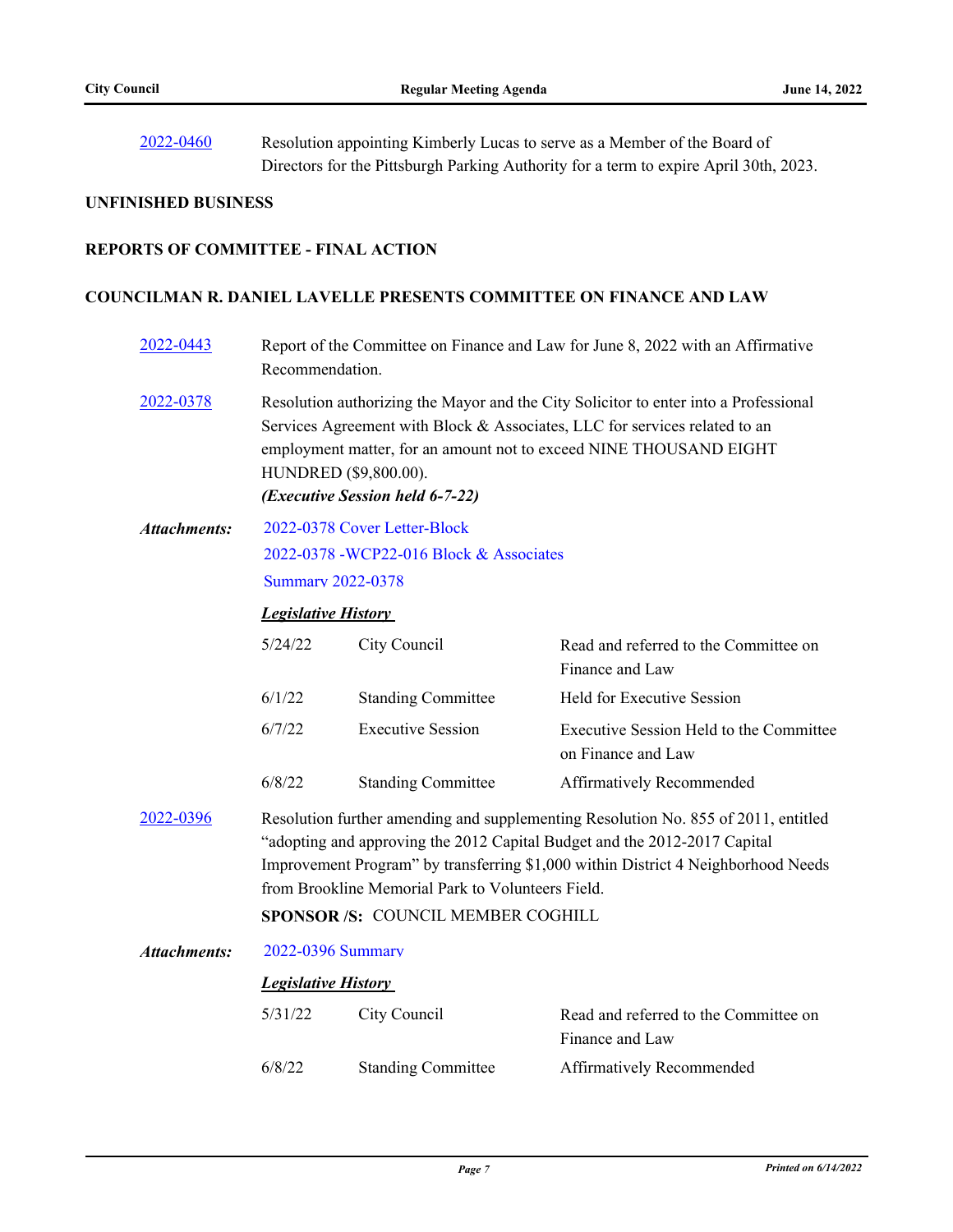2022-0460 Resolution appointing Kimberly Lucas to serve as a Member of the Board of Directors for the Pittsburgh Parking Authority for a term to expire April 30th, 2023.

**UNFINISHED BUSINESS**

**REPORTS OF COMMITTEE - FINAL ACTION**

**COUNCILMAN R. DANIEL LAVELLE PRESENTS COMMITTEE ON FINANCE AND LAW**

2022-0443 Report of the Committee on Finance and Law for June 8, 2022 with an Affirmative Recommendation.

2022-0378 Resolution authorizing the Mayor and the City Solicitor to enter into a Professional Services Agreement with Block & Associates, LLC for services related to an employment matter, for an amount not to exceed NINE THOUSAND EIGHT HUNDRED ($9,800.00).
***(Executive Session held 6-7-22)***

***Attachments:*** 2022-0378 Cover Letter-Block
2022-0378 -WCP22-016 Block & Associates
Summary 2022-0378

***Legislative History***

| | | |
|---|---|---|
| 5/24/22 | City Council | Read and referred to the Committee on Finance and Law |
| 6/1/22 | Standing Committee | Held for Executive Session |
| 6/7/22 | Executive Session | Executive Session Held to the Committee on Finance and Law |
| 6/8/22 | Standing Committee | Affirmatively Recommended |

2022-0396 Resolution further amending and supplementing Resolution No. 855 of 2011, entitled "adopting and approving the 2012 Capital Budget and the 2012-2017 Capital Improvement Program" by transferring $1,000 within District 4 Neighborhood Needs from Brookline Memorial Park to Volunteers Field.

**SPONSOR /S:** COUNCIL MEMBER COGHILL

***Attachments:*** 2022-0396 Summary

***Legislative History***

| | | |
|---|---|---|
| 5/31/22 | City Council | Read and referred to the Committee on Finance and Law |
| 6/8/22 | Standing Committee | Affirmatively Recommended |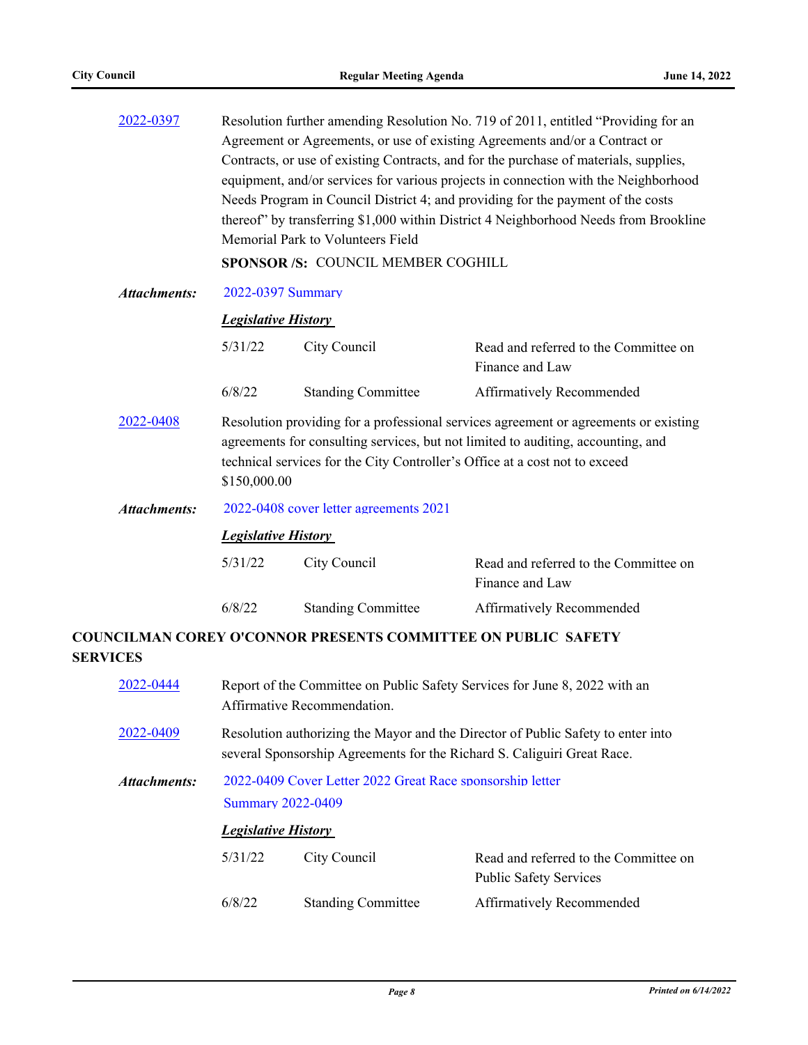[2022-0397](#) Resolution further amending Resolution No. 719 of 2011, entitled "Providing for an Agreement or Agreements, or use of existing Agreements and/or a Contract or Contracts, or use of existing Contracts, and for the purchase of materials, supplies, equipment, and/or services for various projects in connection with the Neighborhood Needs Program in Council District 4; and providing for the payment of the costs thereof" by transferring $1,000 within District 4 Neighborhood Needs from Brookline Memorial Park to Volunteers Field

**SPONSOR /S:** COUNCIL MEMBER COGHILL

***Attachments:*** 2022-0397 Summary

***Legislative History***

| | | |
|---|---|---|
| 5/31/22 | City Council | Read and referred to the Committee on Finance and Law |
| 6/8/22 | Standing Committee | Affirmatively Recommended |

[2022-0408](#) Resolution providing for a professional services agreement or agreements or existing agreements for consulting services, but not limited to auditing, accounting, and technical services for the City Controller's Office at a cost not to exceed $150,000.00

***Attachments:*** 2022-0408 cover letter agreements 2021

***Legislative History***

| | | |
|---|---|---|
| 5/31/22 | City Council | Read and referred to the Committee on Finance and Law |
| 6/8/22 | Standing Committee | Affirmatively Recommended |

## COUNCILMAN COREY O'CONNOR PRESENTS COMMITTEE ON PUBLIC SAFETY SERVICES

[2022-0444](#) Report of the Committee on Public Safety Services for June 8, 2022 with an Affirmative Recommendation.

[2022-0409](#) Resolution authorizing the Mayor and the Director of Public Safety to enter into several Sponsorship Agreements for the Richard S. Caliguiri Great Race.

***Attachments:*** 2022-0409 Cover Letter 2022 Great Race sponsorship letter
Summary 2022-0409

***Legislative History***

| | | |
|---|---|---|
| 5/31/22 | City Council | Read and referred to the Committee on Public Safety Services |
| 6/8/22 | Standing Committee | Affirmatively Recommended |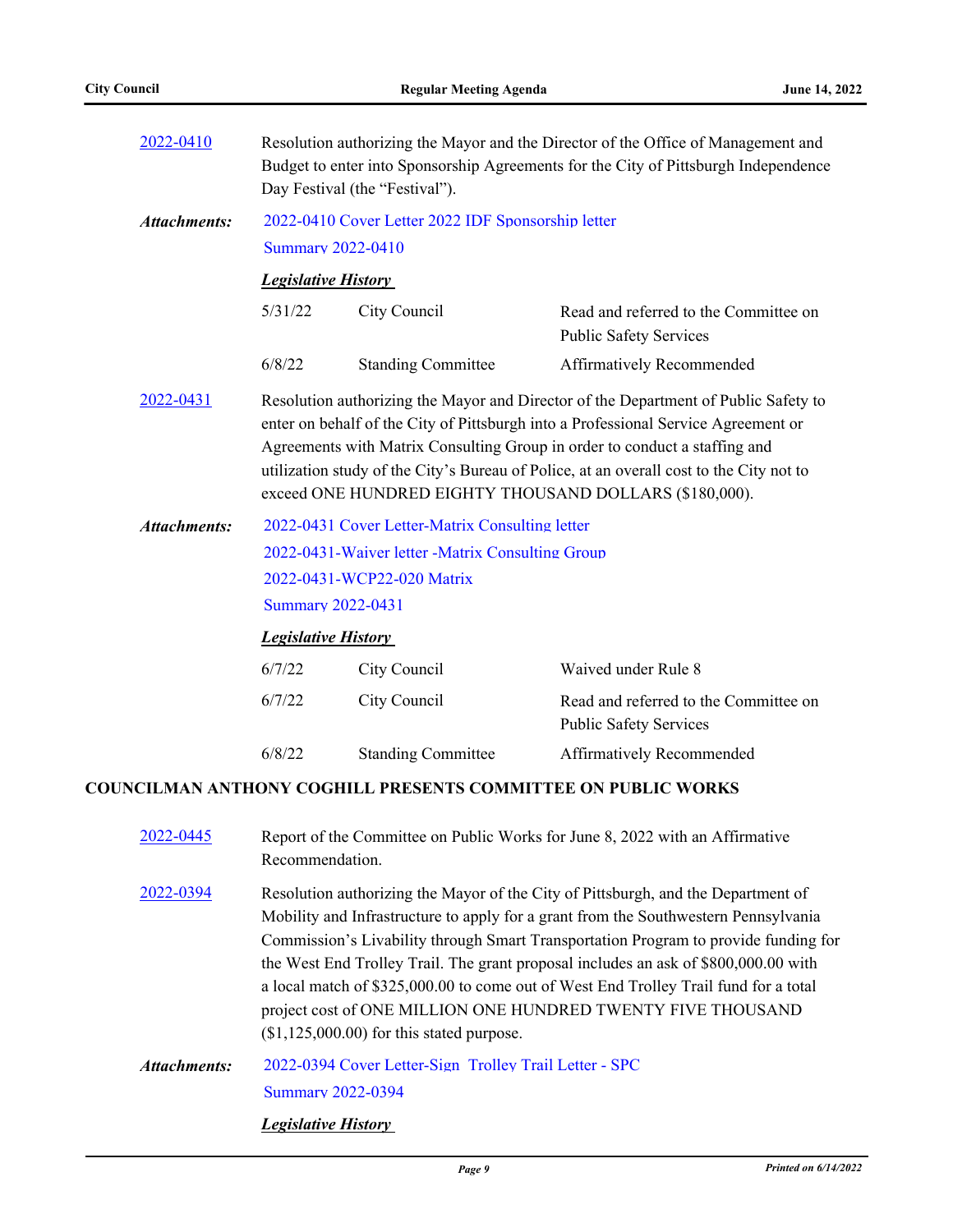[2022-0410](#) Resolution authorizing the Mayor and the Director of the Office of Management and Budget to enter into Sponsorship Agreements for the City of Pittsburgh Independence Day Festival (the "Festival").

***Attachments:*** [2022-0410 Cover Letter 2022 IDF Sponsorship letter](#)
[Summary 2022-0410](#)

***Legislative History***

| | | |
|---|---|---|
| 5/31/22 | City Council | Read and referred to the Committee on Public Safety Services |
| 6/8/22 | Standing Committee | Affirmatively Recommended |

[2022-0431](#) Resolution authorizing the Mayor and Director of the Department of Public Safety to enter on behalf of the City of Pittsburgh into a Professional Service Agreement or Agreements with Matrix Consulting Group in order to conduct a staffing and utilization study of the City's Bureau of Police, at an overall cost to the City not to exceed ONE HUNDRED EIGHTY THOUSAND DOLLARS ($180,000).

***Attachments:*** [2022-0431 Cover Letter-Matrix Consulting letter](#)
[2022-0431-Waiver letter -Matrix Consulting Group](#)
[2022-0431-WCP22-020 Matrix](#)
[Summary 2022-0431](#)

***Legislative History***

| | | |
|---|---|---|
| 6/7/22 | City Council | Waived under Rule 8 |
| 6/7/22 | City Council | Read and referred to the Committee on Public Safety Services |
| 6/8/22 | Standing Committee | Affirmatively Recommended |

**COUNCILMAN ANTHONY COGHILL PRESENTS COMMITTEE ON PUBLIC WORKS**

[2022-0445](#) Report of the Committee on Public Works for June 8, 2022 with an Affirmative Recommendation.

[2022-0394](#) Resolution authorizing the Mayor of the City of Pittsburgh, and the Department of Mobility and Infrastructure to apply for a grant from the Southwestern Pennsylvania Commission's Livability through Smart Transportation Program to provide funding for the West End Trolley Trail. The grant proposal includes an ask of $800,000.00 with a local match of $325,000.00 to come out of West End Trolley Trail fund for a total project cost of ONE MILLION ONE HUNDRED TWENTY FIVE THOUSAND ($1,125,000.00) for this stated purpose.

***Attachments:*** [2022-0394 Cover Letter-Sign Trolley Trail Letter - SPC](#)
[Summary 2022-0394](#)

***Legislative History***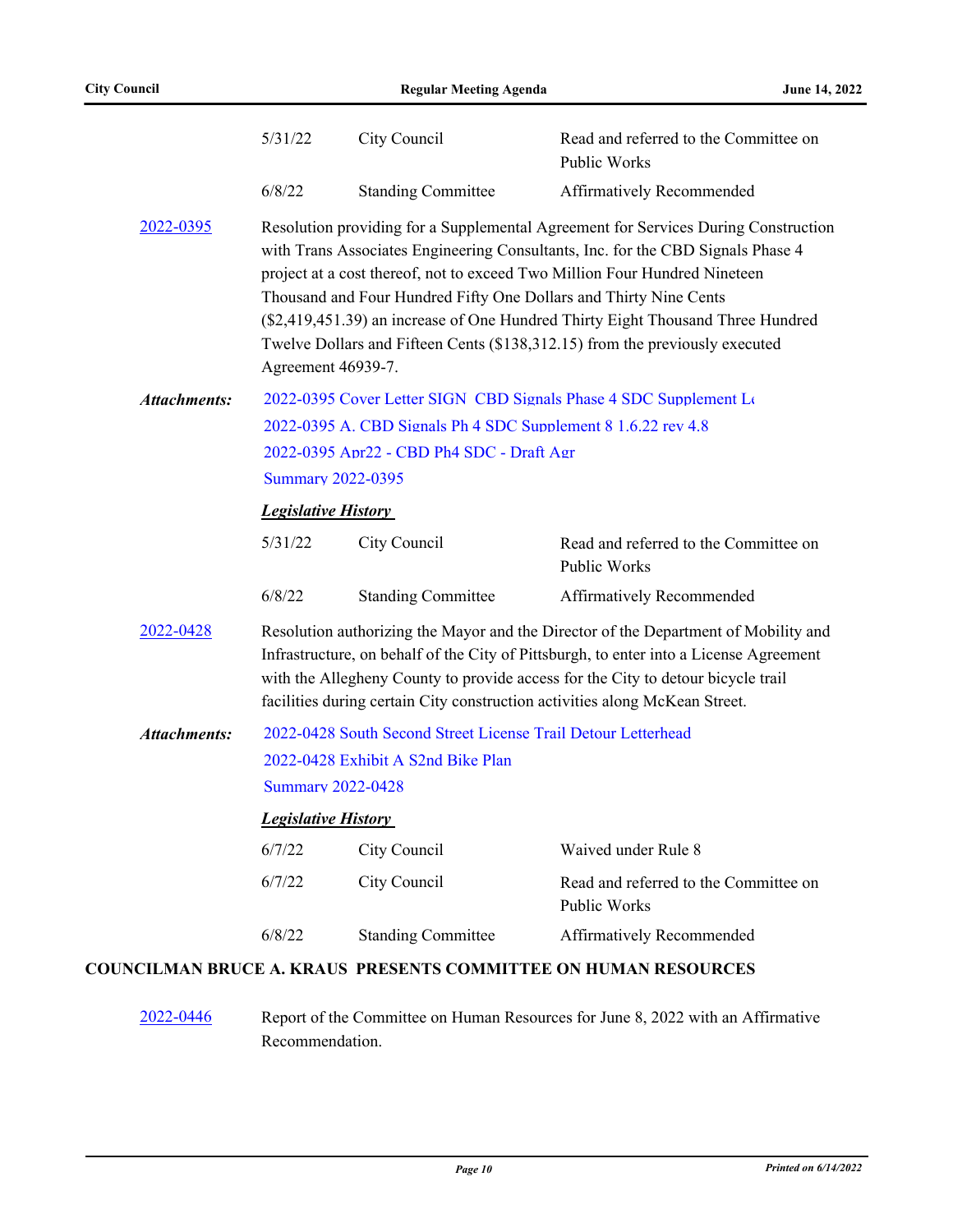| | | |
|---|---|---|
| 5/31/22 | City Council | Read and referred to the Committee on Public Works |
| 6/8/22 | Standing Committee | Affirmatively Recommended |

[2022-0395](2022-0395) Resolution providing for a Supplemental Agreement for Services During Construction with Trans Associates Engineering Consultants, Inc. for the CBD Signals Phase 4 project at a cost thereof, not to exceed Two Million Four Hundred Nineteen Thousand and Four Hundred Fifty One Dollars and Thirty Nine Cents ($2,419,451.39) an increase of One Hundred Thirty Eight Thousand Three Hundred Twelve Dollars and Fifteen Cents ($138,312.15) from the previously executed Agreement 46939-7.

***Attachments:***
- 2022-0395 Cover Letter SIGN CBD Signals Phase 4 SDC Supplement Lo
- 2022-0395 A. CBD Signals Ph 4 SDC Supplement 8 1.6.22 rev 4.8
- 2022-0395 Apr22 - CBD Ph4 SDC - Draft Agr
- Summary 2022-0395

***Legislative History***

| | | |
|---|---|---|
| 5/31/22 | City Council | Read and referred to the Committee on Public Works |
| 6/8/22 | Standing Committee | Affirmatively Recommended |

[2022-0428](2022-0428) Resolution authorizing the Mayor and the Director of the Department of Mobility and Infrastructure, on behalf of the City of Pittsburgh, to enter into a License Agreement with the Allegheny County to provide access for the City to detour bicycle trail facilities during certain City construction activities along McKean Street.

***Attachments:***
- 2022-0428 South Second Street License Trail Detour Letterhead
- 2022-0428 Exhibit A S2nd Bike Plan
- Summary 2022-0428

***Legislative History***

| | | |
|---|---|---|
| 6/7/22 | City Council | Waived under Rule 8 |
| 6/7/22 | City Council | Read and referred to the Committee on Public Works |
| 6/8/22 | Standing Committee | Affirmatively Recommended |

**COUNCILMAN BRUCE A. KRAUS PRESENTS COMMITTEE ON HUMAN RESOURCES**

[2022-0446](2022-0446) Report of the Committee on Human Resources for June 8, 2022 with an Affirmative Recommendation.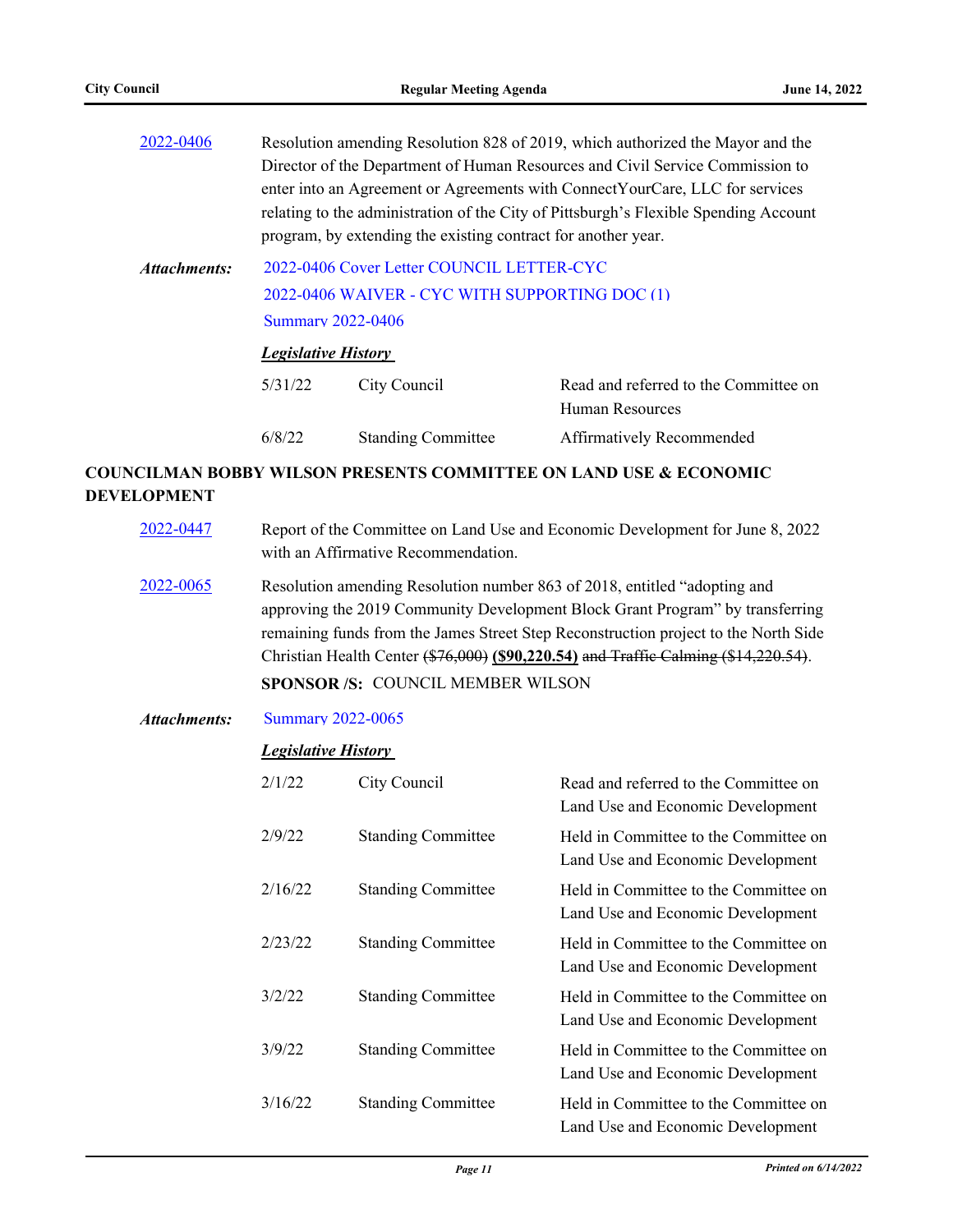[2022-0406](2022-0406) Resolution amending Resolution 828 of 2019, which authorized the Mayor and the Director of the Department of Human Resources and Civil Service Commission to enter into an Agreement or Agreements with ConnectYourCare, LLC for services relating to the administration of the City of Pittsburgh's Flexible Spending Account program, by extending the existing contract for another year.

***Attachments:*** 2022-0406 Cover Letter COUNCIL LETTER-CYC
2022-0406 WAIVER - CYC WITH SUPPORTING DOC (1)
Summary 2022-0406

***Legislative History***

| | | |
|---|---|---|
| 5/31/22 | City Council | Read and referred to the Committee on Human Resources |
| 6/8/22 | Standing Committee | Affirmatively Recommended |

**COUNCILMAN BOBBY WILSON PRESENTS COMMITTEE ON LAND USE & ECONOMIC DEVELOPMENT**

2022-0447 Report of the Committee on Land Use and Economic Development for June 8, 2022 with an Affirmative Recommendation.

2022-0065 Resolution amending Resolution number 863 of 2018, entitled "adopting and approving the 2019 Community Development Block Grant Program" by transferring remaining funds from the James Street Step Reconstruction project to the North Side Christian Health Center ~~($76,000)~~ **($90,220.54)** ~~and Traffic Calming ($14,220.54)~~.

**SPONSOR /S:** COUNCIL MEMBER WILSON

***Attachments:*** Summary 2022-0065

***Legislative History***

| | | |
|---|---|---|
| 2/1/22 | City Council | Read and referred to the Committee on Land Use and Economic Development |
| 2/9/22 | Standing Committee | Held in Committee to the Committee on Land Use and Economic Development |
| 2/16/22 | Standing Committee | Held in Committee to the Committee on Land Use and Economic Development |
| 2/23/22 | Standing Committee | Held in Committee to the Committee on Land Use and Economic Development |
| 3/2/22 | Standing Committee | Held in Committee to the Committee on Land Use and Economic Development |
| 3/9/22 | Standing Committee | Held in Committee to the Committee on Land Use and Economic Development |
| 3/16/22 | Standing Committee | Held in Committee to the Committee on Land Use and Economic Development |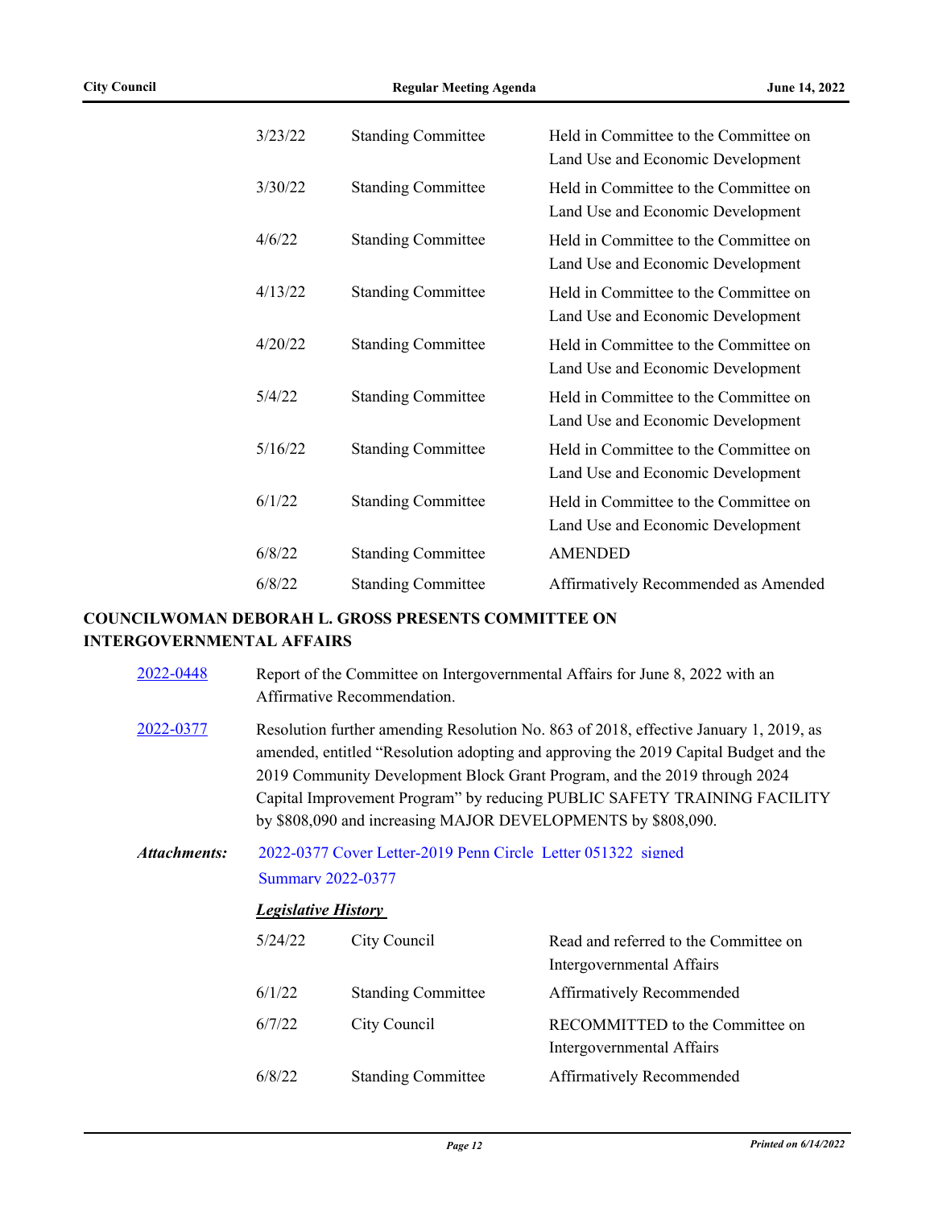| | | |
|---|---|---|
| 3/23/22 | Standing Committee | Held in Committee to the Committee on Land Use and Economic Development |
| 3/30/22 | Standing Committee | Held in Committee to the Committee on Land Use and Economic Development |
| 4/6/22 | Standing Committee | Held in Committee to the Committee on Land Use and Economic Development |
| 4/13/22 | Standing Committee | Held in Committee to the Committee on Land Use and Economic Development |
| 4/20/22 | Standing Committee | Held in Committee to the Committee on Land Use and Economic Development |
| 5/4/22 | Standing Committee | Held in Committee to the Committee on Land Use and Economic Development |
| 5/16/22 | Standing Committee | Held in Committee to the Committee on Land Use and Economic Development |
| 6/1/22 | Standing Committee | Held in Committee to the Committee on Land Use and Economic Development |
| 6/8/22 | Standing Committee | AMENDED |
| 6/8/22 | Standing Committee | Affirmatively Recommended as Amended |

**COUNCILWOMAN DEBORAH L. GROSS PRESENTS COMMITTEE ON INTERGOVERNMENTAL AFFAIRS**

2022-0448 Report of the Committee on Intergovernmental Affairs for June 8, 2022 with an Affirmative Recommendation.

2022-0377 Resolution further amending Resolution No. 863 of 2018, effective January 1, 2019, as amended, entitled "Resolution adopting and approving the 2019 Capital Budget and the 2019 Community Development Block Grant Program, and the 2019 through 2024 Capital Improvement Program" by reducing PUBLIC SAFETY TRAINING FACILITY by $808,090 and increasing MAJOR DEVELOPMENTS by $808,090.

***Attachments:*** 2022-0377 Cover Letter-2019 Penn Circle Letter 051322 signed
Summary 2022-0377

***Legislative History***

| | | |
|---|---|---|
| 5/24/22 | City Council | Read and referred to the Committee on Intergovernmental Affairs |
| 6/1/22 | Standing Committee | Affirmatively Recommended |
| 6/7/22 | City Council | RECOMMITTED to the Committee on Intergovernmental Affairs |
| 6/8/22 | Standing Committee | Affirmatively Recommended |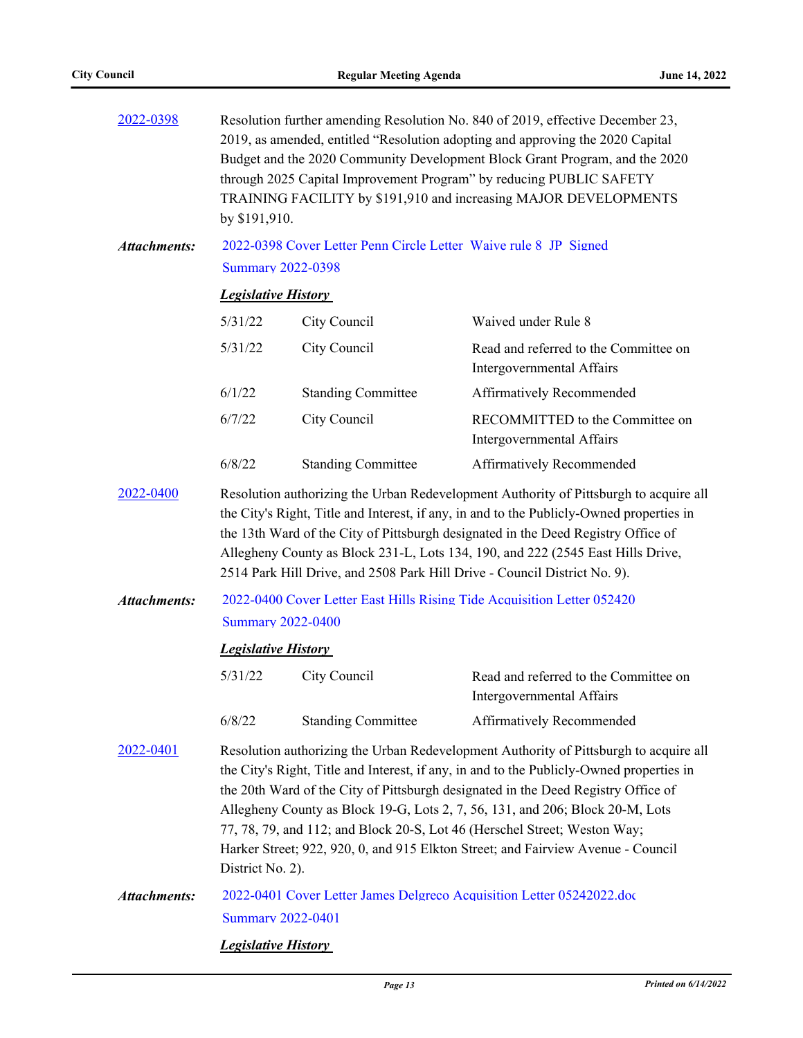**2022-0398** Resolution further amending Resolution No. 840 of 2019, effective December 23, 2019, as amended, entitled "Resolution adopting and approving the 2020 Capital Budget and the 2020 Community Development Block Grant Program, and the 2020 through 2025 Capital Improvement Program" by reducing PUBLIC SAFETY TRAINING FACILITY by $191,910 and increasing MAJOR DEVELOPMENTS by $191,910.

***Attachments:*** 2022-0398 Cover Letter Penn Circle Letter Waive rule 8 JP Signed
Summary 2022-0398

***Legislative History***

| | | |
|---|---|---|
| 5/31/22 | City Council | Waived under Rule 8 |
| 5/31/22 | City Council | Read and referred to the Committee on Intergovernmental Affairs |
| 6/1/22 | Standing Committee | Affirmatively Recommended |
| 6/7/22 | City Council | RECOMMITTED to the Committee on Intergovernmental Affairs |
| 6/8/22 | Standing Committee | Affirmatively Recommended |

**2022-0400** Resolution authorizing the Urban Redevelopment Authority of Pittsburgh to acquire all the City's Right, Title and Interest, if any, in and to the Publicly-Owned properties in the 13th Ward of the City of Pittsburgh designated in the Deed Registry Office of Allegheny County as Block 231-L, Lots 134, 190, and 222 (2545 East Hills Drive, 2514 Park Hill Drive, and 2508 Park Hill Drive - Council District No. 9).

***Attachments:*** 2022-0400 Cover Letter East Hills Rising Tide Acquisition Letter 052420
Summary 2022-0400

***Legislative History***

| | | |
|---|---|---|
| 5/31/22 | City Council | Read and referred to the Committee on Intergovernmental Affairs |
| 6/8/22 | Standing Committee | Affirmatively Recommended |

**2022-0401** Resolution authorizing the Urban Redevelopment Authority of Pittsburgh to acquire all the City's Right, Title and Interest, if any, in and to the Publicly-Owned properties in the 20th Ward of the City of Pittsburgh designated in the Deed Registry Office of Allegheny County as Block 19-G, Lots 2, 7, 56, 131, and 206; Block 20-M, Lots 77, 78, 79, and 112; and Block 20-S, Lot 46 (Herschel Street; Weston Way; Harker Street; 922, 920, 0, and 915 Elkton Street; and Fairview Avenue - Council District No. 2).

***Attachments:*** 2022-0401 Cover Letter James Delgreco Acquisition Letter 05242022.doc
Summary 2022-0401

***Legislative History***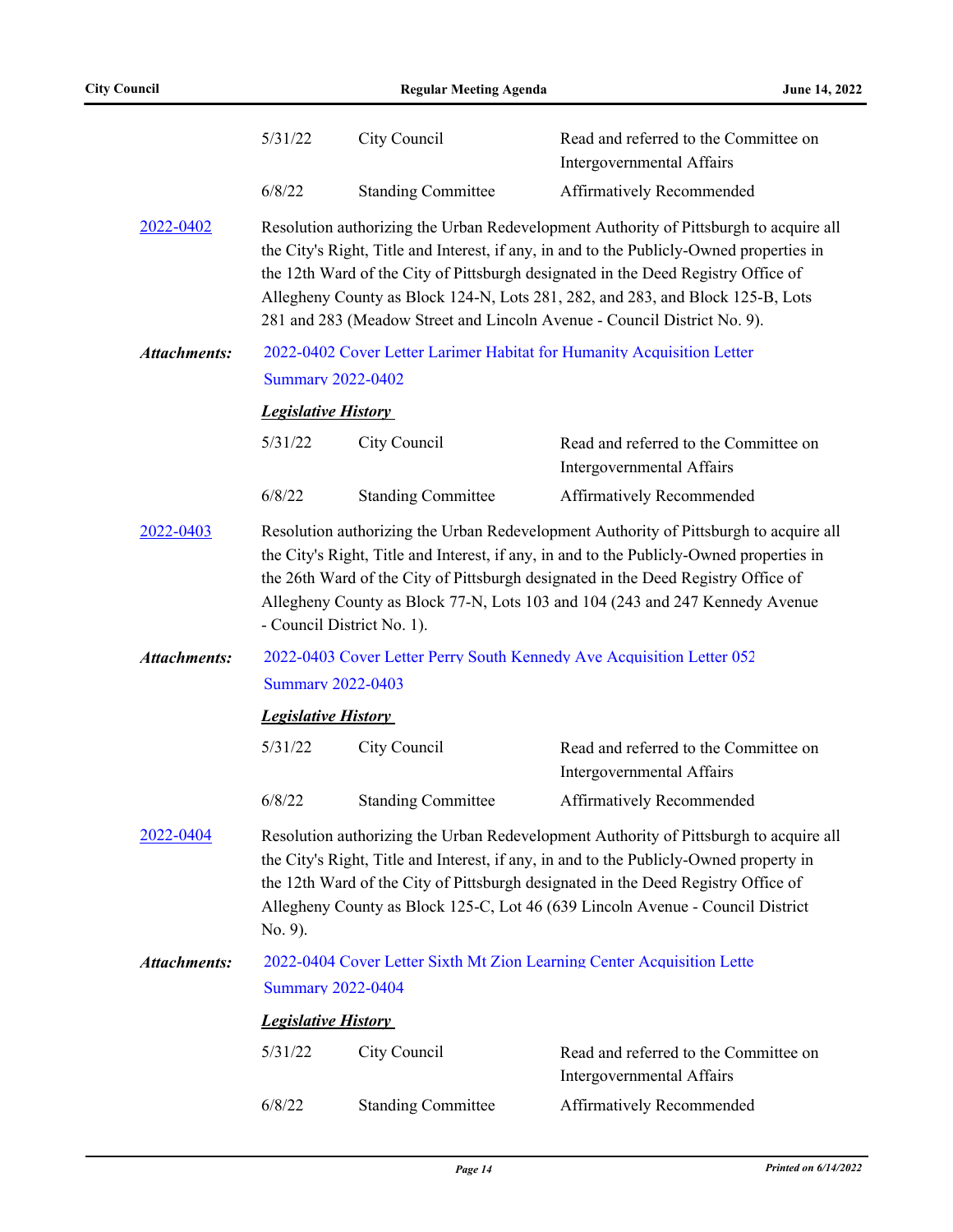| | | |
|---|---|---|
| 5/31/22 | City Council | Read and referred to the Committee on Intergovernmental Affairs |
| 6/8/22 | Standing Committee | Affirmatively Recommended |

**2022-0402** Resolution authorizing the Urban Redevelopment Authority of Pittsburgh to acquire all the City's Right, Title and Interest, if any, in and to the Publicly-Owned properties in the 12th Ward of the City of Pittsburgh designated in the Deed Registry Office of Allegheny County as Block 124-N, Lots 281, 282, and 283, and Block 125-B, Lots 281 and 283 (Meadow Street and Lincoln Avenue - Council District No. 9).

***Attachments:*** 2022-0402 Cover Letter Larimer Habitat for Humanity Acquisition Letter
Summary 2022-0402

***Legislative History***

| | | |
|---|---|---|
| 5/31/22 | City Council | Read and referred to the Committee on Intergovernmental Affairs |
| 6/8/22 | Standing Committee | Affirmatively Recommended |

**2022-0403** Resolution authorizing the Urban Redevelopment Authority of Pittsburgh to acquire all the City's Right, Title and Interest, if any, in and to the Publicly-Owned properties in the 26th Ward of the City of Pittsburgh designated in the Deed Registry Office of Allegheny County as Block 77-N, Lots 103 and 104 (243 and 247 Kennedy Avenue - Council District No. 1).

***Attachments:*** 2022-0403 Cover Letter Perry South Kennedy Ave Acquisition Letter 052
Summary 2022-0403

***Legislative History***

| | | |
|---|---|---|
| 5/31/22 | City Council | Read and referred to the Committee on Intergovernmental Affairs |
| 6/8/22 | Standing Committee | Affirmatively Recommended |

**2022-0404** Resolution authorizing the Urban Redevelopment Authority of Pittsburgh to acquire all the City's Right, Title and Interest, if any, in and to the Publicly-Owned property in the 12th Ward of the City of Pittsburgh designated in the Deed Registry Office of Allegheny County as Block 125-C, Lot 46 (639 Lincoln Avenue - Council District No. 9).

***Attachments:*** 2022-0404 Cover Letter Sixth Mt Zion Learning Center Acquisition Lette
Summary 2022-0404

***Legislative History***

| | | |
|---|---|---|
| 5/31/22 | City Council | Read and referred to the Committee on Intergovernmental Affairs |
| 6/8/22 | Standing Committee | Affirmatively Recommended |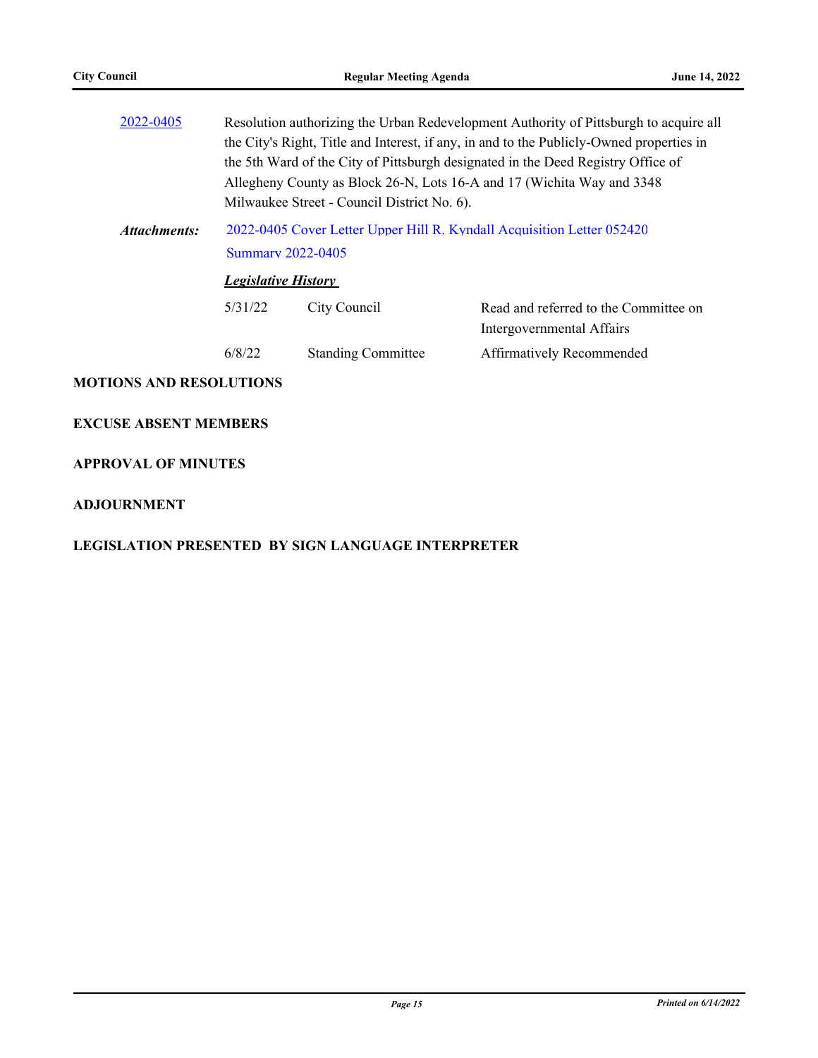2022-0405 Resolution authorizing the Urban Redevelopment Authority of Pittsburgh to acquire all the City's Right, Title and Interest, if any, in and to the Publicly-Owned properties in the 5th Ward of the City of Pittsburgh designated in the Deed Registry Office of Allegheny County as Block 26-N, Lots 16-A and 17 (Wichita Way and 3348 Milwaukee Street - Council District No. 6).

***Attachments:*** 2022-0405 Cover Letter Upper Hill R. Kyndall Acquisition Letter 052420

Summary 2022-0405

***Legislative History***

| | | |
|---|---|---|
| 5/31/22 | City Council | Read and referred to the Committee on Intergovernmental Affairs |
| 6/8/22 | Standing Committee | Affirmatively Recommended |

**MOTIONS AND RESOLUTIONS**

**EXCUSE ABSENT MEMBERS**

**APPROVAL OF MINUTES**

**ADJOURNMENT**

**LEGISLATION PRESENTED BY SIGN LANGUAGE INTERPRETER**